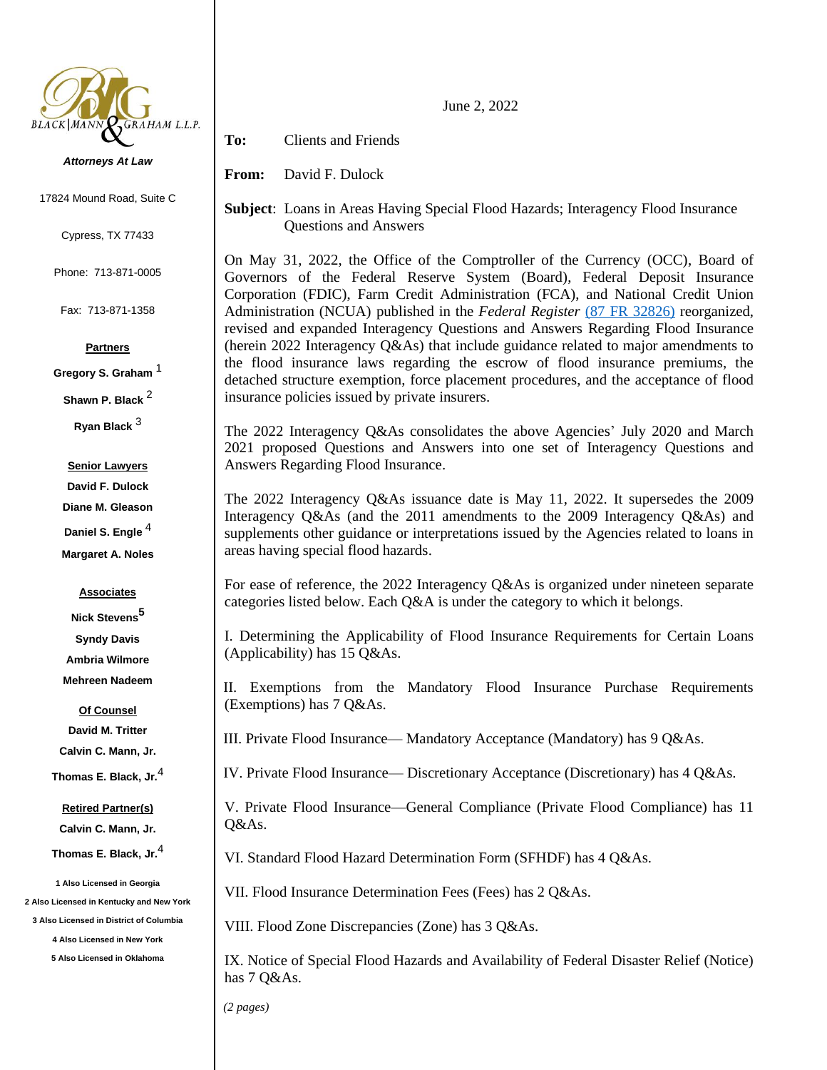BLACK | MANN & GRAHAM L.L.P.

*Attorneys At Law*

17824 Mound Road, Suite C

Cypress, TX 77433

Phone: 713-871-0005

Fax: 713-871-1358

**Partners**

**Gregory S. Graham** [1]

**Shawn P. Black** [2]

**Ryan Black** [3]

**Senior Lawyers**

**David F. Dulock**

**Diane M. Gleason**

**Daniel S. Engle** [4]

**Margaret A. Noles**

**Associates**

**Nick Stevens**[5]

**Syndy Davis**

**Ambria Wilmore**

**Mehreen Nadeem**

**Of Counsel**

**David M. Tritter**

**Calvin C. Mann, Jr.**

**Thomas E. Black, Jr.**[4]

**Retired Partner(s)**

**Calvin C. Mann, Jr.**

**Thomas E. Black, Jr.**[4]

1 Also Licensed in Georgia

2 Also Licensed in Kentucky and New York

3 Also Licensed in District of Columbia

4 Also Licensed in New York

5 Also Licensed in Oklahoma

June 2, 2022

**To:** Clients and Friends

**From:** David F. Dulock

**Subject**: Loans in Areas Having Special Flood Hazards; Interagency Flood Insurance Questions and Answers

On May 31, 2022, the Office of the Comptroller of the Currency (OCC), Board of Governors of the Federal Reserve System (Board), Federal Deposit Insurance Corporation (FDIC), Farm Credit Administration (FCA), and National Credit Union Administration (NCUA) published in the *Federal Register* (87 FR 32826) reorganized, revised and expanded Interagency Questions and Answers Regarding Flood Insurance (herein 2022 Interagency Q&As) that include guidance related to major amendments to the flood insurance laws regarding the escrow of flood insurance premiums, the detached structure exemption, force placement procedures, and the acceptance of flood insurance policies issued by private insurers.

The 2022 Interagency Q&As consolidates the above Agencies' July 2020 and March 2021 proposed Questions and Answers into one set of Interagency Questions and Answers Regarding Flood Insurance.

The 2022 Interagency Q&As issuance date is May 11, 2022. It supersedes the 2009 Interagency Q&As (and the 2011 amendments to the 2009 Interagency Q&As) and supplements other guidance or interpretations issued by the Agencies related to loans in areas having special flood hazards.

For ease of reference, the 2022 Interagency Q&As is organized under nineteen separate categories listed below. Each Q&A is under the category to which it belongs.

I. Determining the Applicability of Flood Insurance Requirements for Certain Loans (Applicability) has 15 Q&As.

II. Exemptions from the Mandatory Flood Insurance Purchase Requirements (Exemptions) has 7 Q&As.

III. Private Flood Insurance— Mandatory Acceptance (Mandatory) has 9 Q&As.

IV. Private Flood Insurance— Discretionary Acceptance (Discretionary) has 4 Q&As.

V. Private Flood Insurance—General Compliance (Private Flood Compliance) has 11 Q&As.

VI. Standard Flood Hazard Determination Form (SFHDF) has 4 Q&As.

VII. Flood Insurance Determination Fees (Fees) has 2 Q&As.

VIII. Flood Zone Discrepancies (Zone) has 3 Q&As.

IX. Notice of Special Flood Hazards and Availability of Federal Disaster Relief (Notice) has 7 Q&As.

*(2 pages)*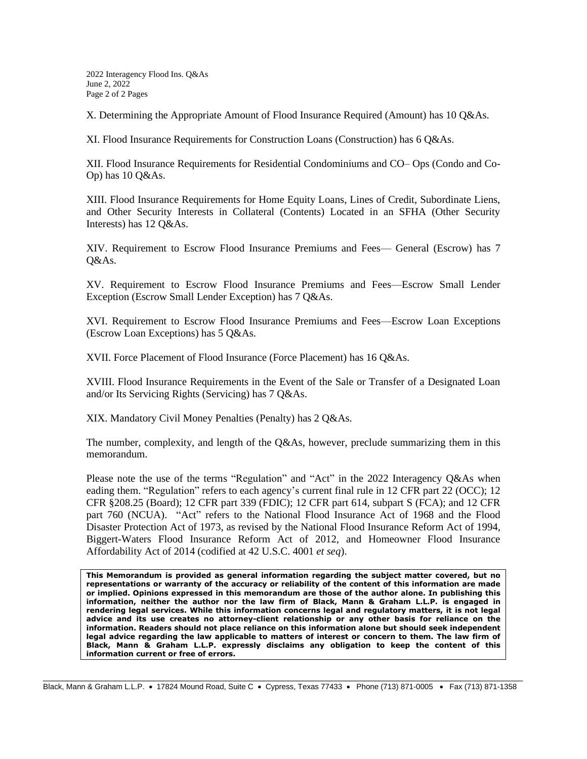X. Determining the Appropriate Amount of Flood Insurance Required (Amount) has 10 Q&As.

XI. Flood Insurance Requirements for Construction Loans (Construction) has 6 Q&As.

XII. Flood Insurance Requirements for Residential Condominiums and CO– Ops (Condo and Co-Op) has 10 Q&As.

XIII. Flood Insurance Requirements for Home Equity Loans, Lines of Credit, Subordinate Liens, and Other Security Interests in Collateral (Contents) Located in an SFHA (Other Security Interests) has 12 Q&As.

XIV. Requirement to Escrow Flood Insurance Premiums and Fees— General (Escrow) has 7 Q&As.

XV. Requirement to Escrow Flood Insurance Premiums and Fees—Escrow Small Lender Exception (Escrow Small Lender Exception) has 7 Q&As.

XVI. Requirement to Escrow Flood Insurance Premiums and Fees—Escrow Loan Exceptions (Escrow Loan Exceptions) has 5 Q&As.

XVII. Force Placement of Flood Insurance (Force Placement) has 16 Q&As.

XVIII. Flood Insurance Requirements in the Event of the Sale or Transfer of a Designated Loan and/or Its Servicing Rights (Servicing) has 7 Q&As.

XIX. Mandatory Civil Money Penalties (Penalty) has 2 Q&As.

The number, complexity, and length of the Q&As, however, preclude summarizing them in this memorandum.

Please note the use of the terms "Regulation" and "Act" in the 2022 Interagency Q&As when eading them. "Regulation" refers to each agency's current final rule in 12 CFR part 22 (OCC); 12 CFR §208.25 (Board); 12 CFR part 339 (FDIC); 12 CFR part 614, subpart S (FCA); and 12 CFR part 760 (NCUA). "Act" refers to the National Flood Insurance Act of 1968 and the Flood Disaster Protection Act of 1973, as revised by the National Flood Insurance Reform Act of 1994, Biggert-Waters Flood Insurance Reform Act of 2012, and Homeowner Flood Insurance Affordability Act of 2014 (codified at 42 U.S.C. 4001 *et seq*).

**This Memorandum is provided as general information regarding the subject matter covered, but no representations or warranty of the accuracy or reliability of the content of this information are made or implied. Opinions expressed in this memorandum are those of the author alone. In publishing this information, neither the author nor the law firm of Black, Mann & Graham L.L.P. is engaged in rendering legal services. While this information concerns legal and regulatory matters, it is not legal advice and its use creates no attorney-client relationship or any other basis for reliance on the information. Readers should not place reliance on this information alone but should seek independent legal advice regarding the law applicable to matters of interest or concern to them. The law firm of Black, Mann & Graham L.L.P. expressly disclaims any obligation to keep the content of this information current or free of errors.**

Black, Mann & Graham L.L.P. • 17824 Mound Road, Suite C • Cypress, Texas 77433 • Phone (713) 871-0005 • Fax (713) 871-1358